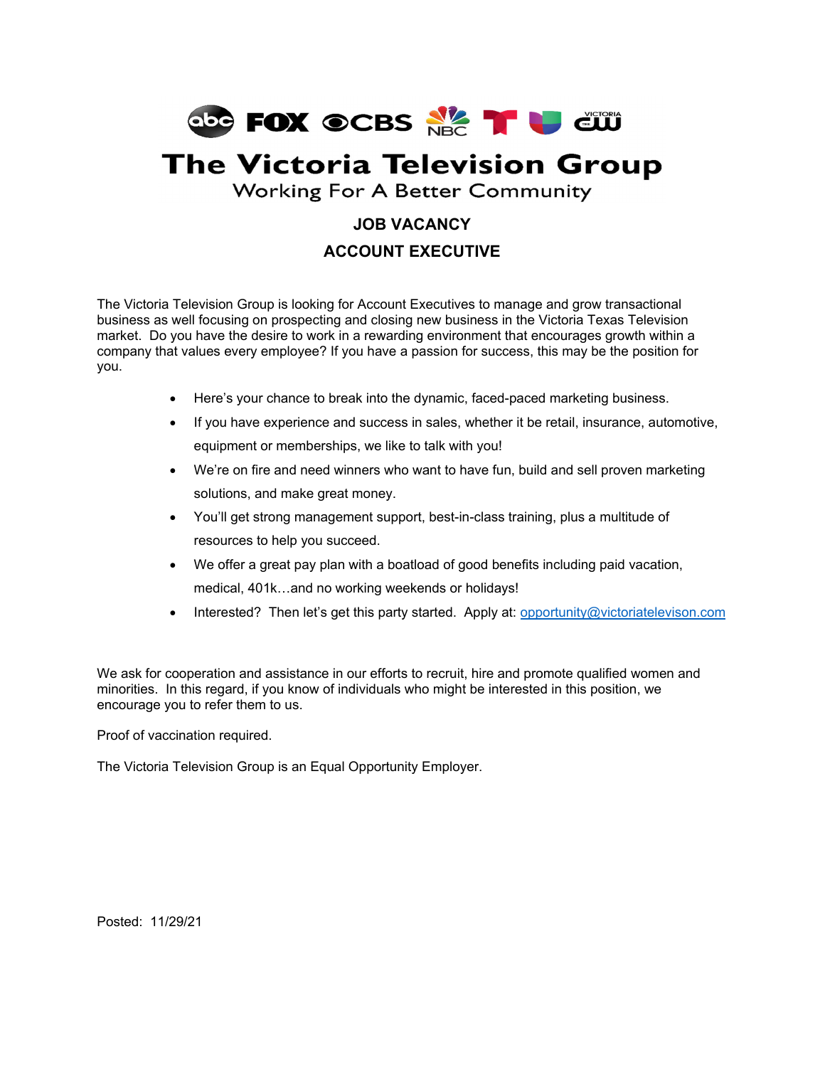# The Victoria Television Group

Working For A Better Community

## JOB VACANCY

## ACCOUNT EXECUTIVE

The Victoria Television Group is looking for Account Executives to manage and grow transactional business as well focusing on prospecting and closing new business in the Victoria Texas Television market. Do you have the desire to work in a rewarding environment that encourages growth within a company that values every employee? If you have a passion for success, this may be the position for you.

- Here's your chance to break into the dynamic, faced-paced marketing business.
- If you have experience and success in sales, whether it be retail, insurance, automotive, equipment or memberships, we like to talk with you!
- We're on fire and need winners who want to have fun, build and sell proven marketing solutions, and make great money.
- You'll get strong management support, best-in-class training, plus a multitude of resources to help you succeed.
- We offer a great pay plan with a boatload of good benefits including paid vacation, medical, 401k…and no working weekends or holidays!
- Interested? Then let's get this party started. Apply at: opportunity@victoriatelevison.com

We ask for cooperation and assistance in our efforts to recruit, hire and promote qualified women and minorities. In this regard, if you know of individuals who might be interested in this position, we encourage you to refer them to us.

Proof of vaccination required.

The Victoria Television Group is an Equal Opportunity Employer.

Posted: 11/29/21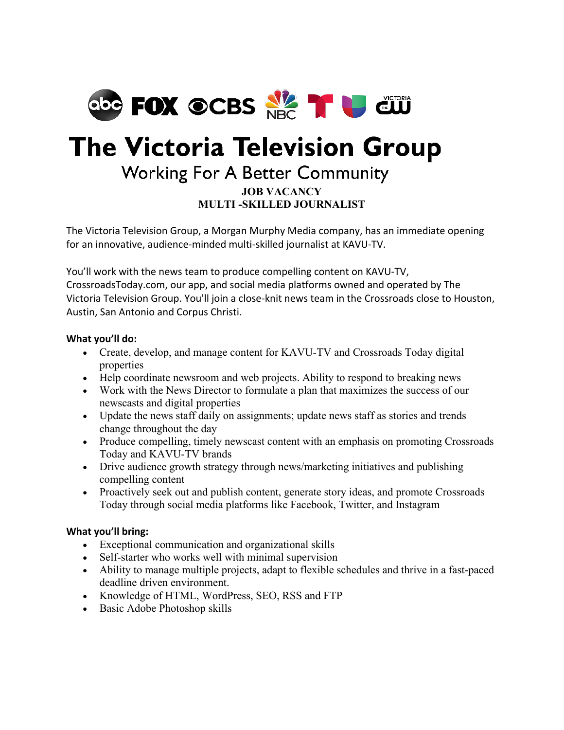# The Victoria Television Group

## Working For A Better Community

**JOB VACANCY**
**MULTI -SKILLED JOURNALIST**

The Victoria Television Group, a Morgan Murphy Media company, has an immediate opening for an innovative, audience-minded multi-skilled journalist at KAVU-TV.

You'll work with the news team to produce compelling content on KAVU-TV, CrossroadsToday.com, our app, and social media platforms owned and operated by The Victoria Television Group. You'll join a close-knit news team in the Crossroads close to Houston, Austin, San Antonio and Corpus Christi.

**What you'll do:**

- Create, develop, and manage content for KAVU-TV and Crossroads Today digital properties
- Help coordinate newsroom and web projects. Ability to respond to breaking news
- Work with the News Director to formulate a plan that maximizes the success of our newscasts and digital properties
- Update the news staff daily on assignments; update news staff as stories and trends change throughout the day
- Produce compelling, timely newscast content with an emphasis on promoting Crossroads Today and KAVU-TV brands
- Drive audience growth strategy through news/marketing initiatives and publishing compelling content
- Proactively seek out and publish content, generate story ideas, and promote Crossroads Today through social media platforms like Facebook, Twitter, and Instagram

**What you'll bring:**

- Exceptional communication and organizational skills
- Self-starter who works well with minimal supervision
- Ability to manage multiple projects, adapt to flexible schedules and thrive in a fast-paced deadline driven environment.
- Knowledge of HTML, WordPress, SEO, RSS and FTP
- Basic Adobe Photoshop skills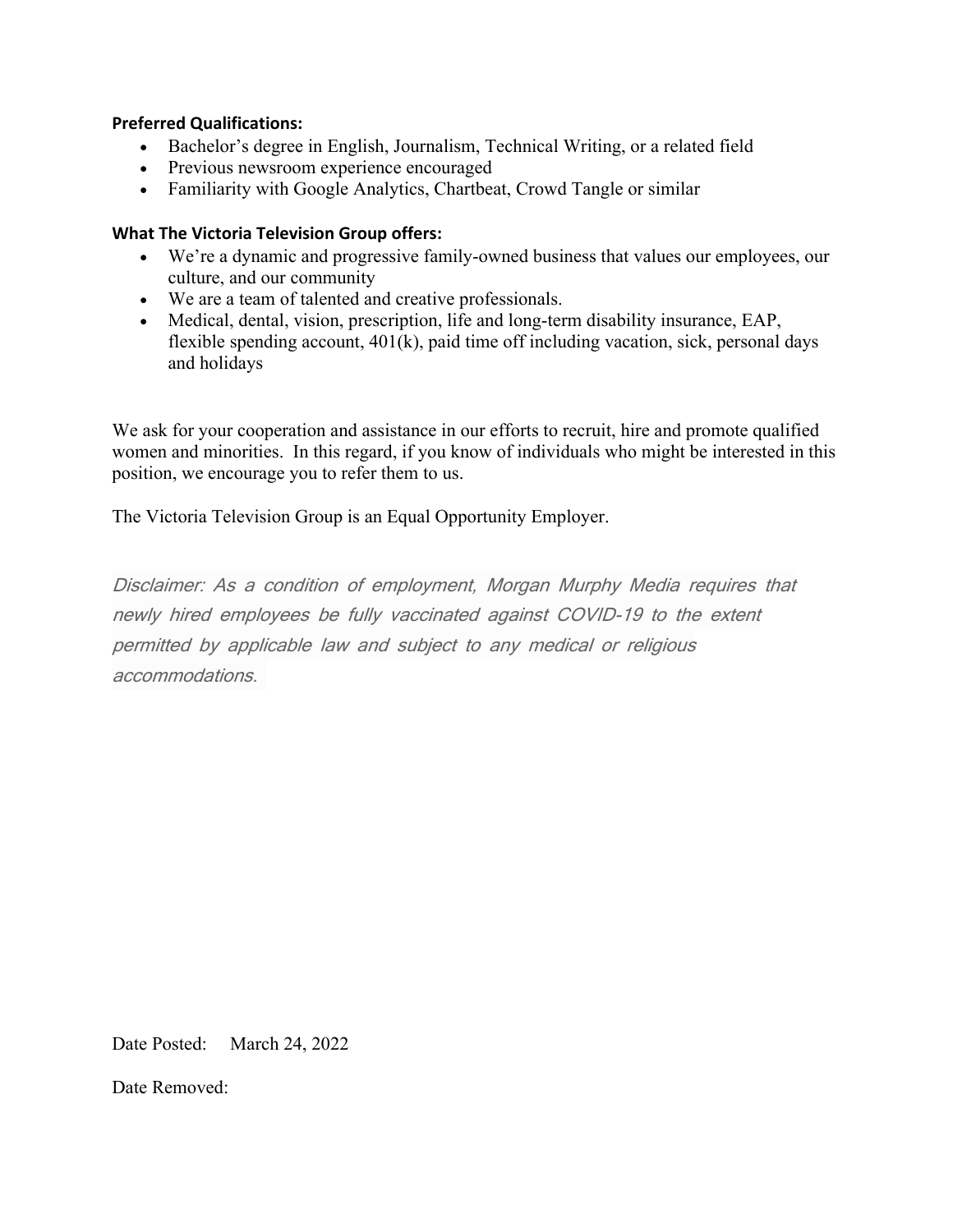**Preferred Qualifications:**

- Bachelor's degree in English, Journalism, Technical Writing, or a related field
- Previous newsroom experience encouraged
- Familiarity with Google Analytics, Chartbeat, Crowd Tangle or similar

**What The Victoria Television Group offers:**

- We're a dynamic and progressive family-owned business that values our employees, our culture, and our community
- We are a team of talented and creative professionals.
- Medical, dental, vision, prescription, life and long-term disability insurance, EAP, flexible spending account, 401(k), paid time off including vacation, sick, personal days and holidays

We ask for your cooperation and assistance in our efforts to recruit, hire and promote qualified women and minorities. In this regard, if you know of individuals who might be interested in this position, we encourage you to refer them to us.

The Victoria Television Group is an Equal Opportunity Employer.

*Disclaimer: As a condition of employment, Morgan Murphy Media requires that newly hired employees be fully vaccinated against COVID-19 to the extent permitted by applicable law and subject to any medical or religious accommodations.*

Date Posted: March 24, 2022

Date Removed: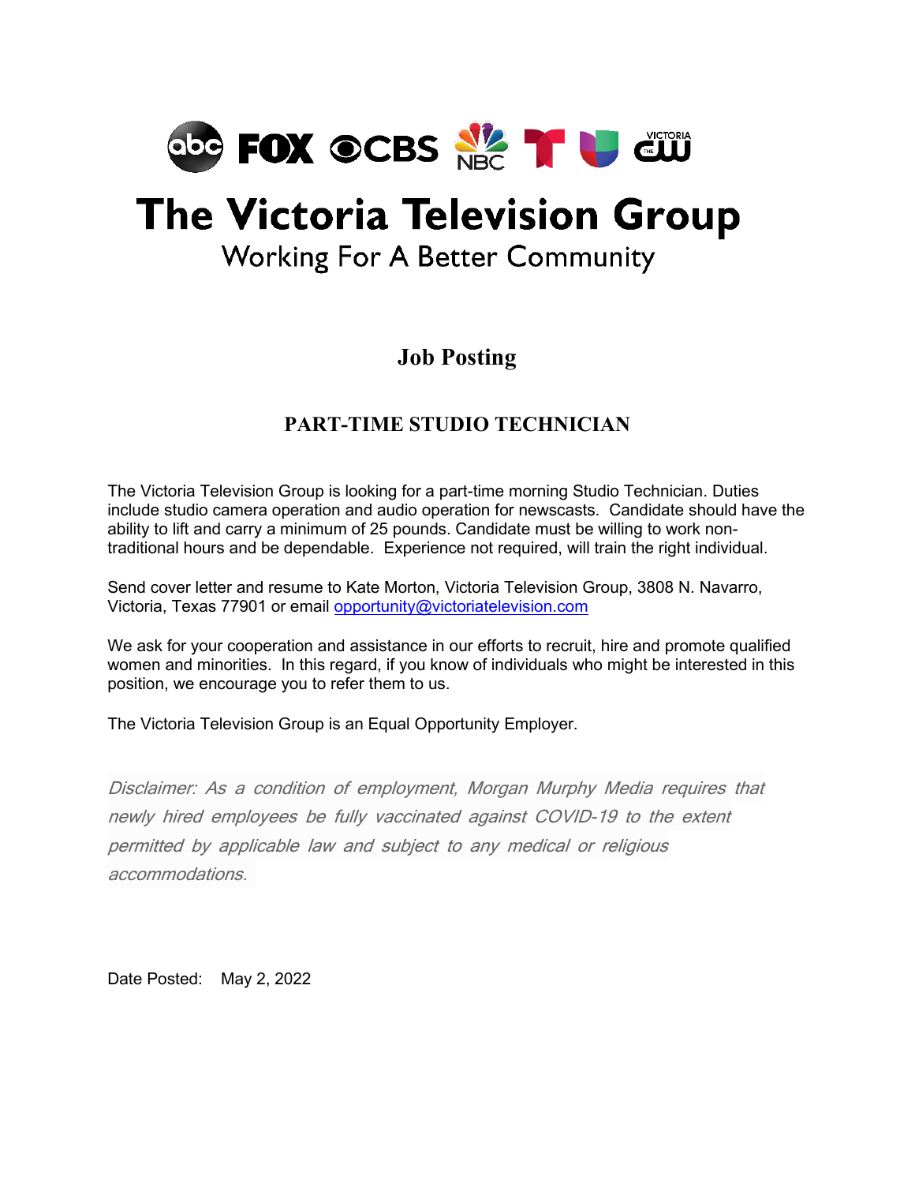# The Victoria Television Group

Working For A Better Community

## Job Posting

### PART-TIME STUDIO TECHNICIAN

The Victoria Television Group is looking for a part-time morning Studio Technician. Duties include studio camera operation and audio operation for newscasts. Candidate should have the ability to lift and carry a minimum of 25 pounds. Candidate must be willing to work non-traditional hours and be dependable. Experience not required, will train the right individual.

Send cover letter and resume to Kate Morton, Victoria Television Group, 3808 N. Navarro, Victoria, Texas 77901 or email opportunity@victoriatelevision.com

We ask for your cooperation and assistance in our efforts to recruit, hire and promote qualified women and minorities. In this regard, if you know of individuals who might be interested in this position, we encourage you to refer them to us.

The Victoria Television Group is an Equal Opportunity Employer.

*Disclaimer: As a condition of employment, Morgan Murphy Media requires that newly hired employees be fully vaccinated against COVID-19 to the extent permitted by applicable law and subject to any medical or religious accommodations.*

Date Posted: May 2, 2022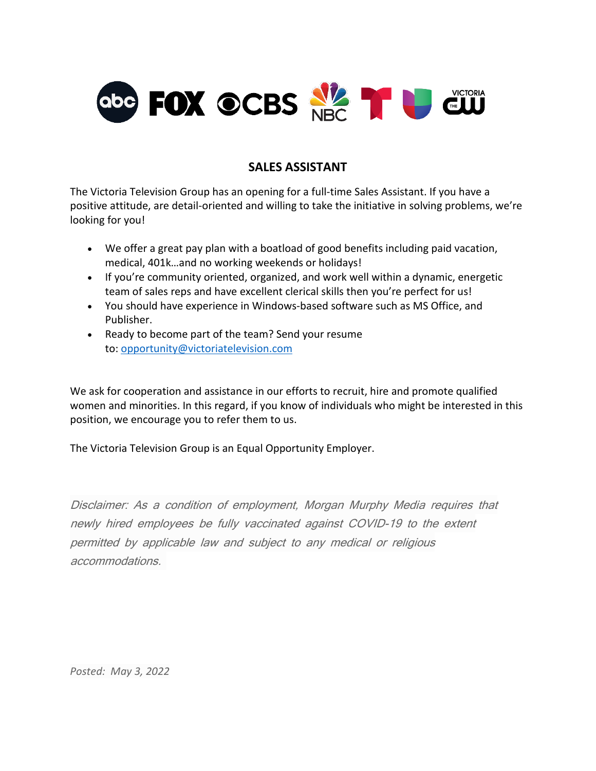## SALES ASSISTANT

The Victoria Television Group has an opening for a full-time Sales Assistant. If you have a positive attitude, are detail-oriented and willing to take the initiative in solving problems, we're looking for you!

- We offer a great pay plan with a boatload of good benefits including paid vacation, medical, 401k…and no working weekends or holidays!
- If you're community oriented, organized, and work well within a dynamic, energetic team of sales reps and have excellent clerical skills then you're perfect for us!
- You should have experience in Windows-based software such as MS Office, and Publisher.
- Ready to become part of the team? Send your resume to: [opportunity@victoriatelevision.com](mailto:opportunity@victoriatelevision.com)

We ask for cooperation and assistance in our efforts to recruit, hire and promote qualified women and minorities. In this regard, if you know of individuals who might be interested in this position, we encourage you to refer them to us.

The Victoria Television Group is an Equal Opportunity Employer.

*Disclaimer: As a condition of employment, Morgan Murphy Media requires that newly hired employees be fully vaccinated against COVID-19 to the extent permitted by applicable law and subject to any medical or religious accommodations.*

*Posted: May 3, 2022*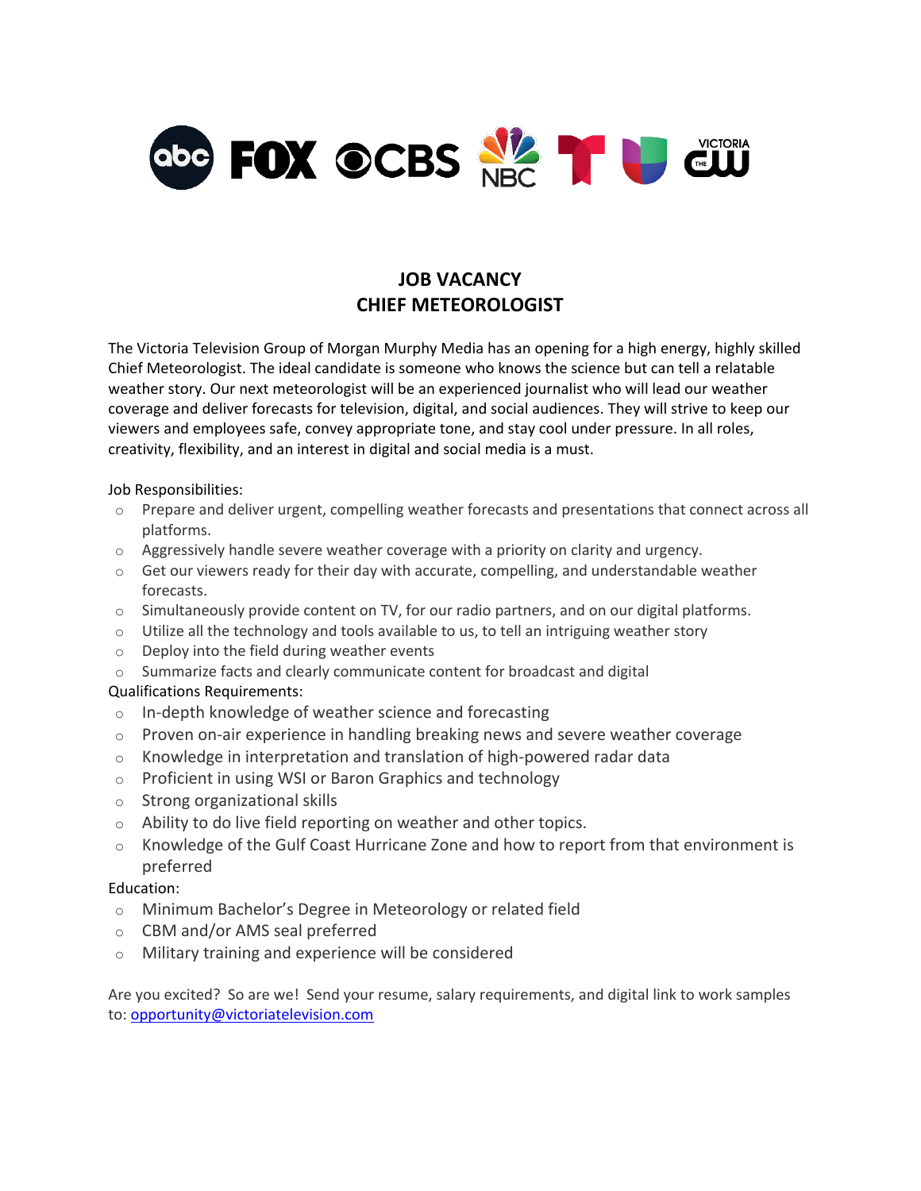# JOB VACANCY
# CHIEF METEOROLOGIST

The Victoria Television Group of Morgan Murphy Media has an opening for a high energy, highly skilled Chief Meteorologist. The ideal candidate is someone who knows the science but can tell a relatable weather story. Our next meteorologist will be an experienced journalist who will lead our weather coverage and deliver forecasts for television, digital, and social audiences. They will strive to keep our viewers and employees safe, convey appropriate tone, and stay cool under pressure. In all roles, creativity, flexibility, and an interest in digital and social media is a must.

Job Responsibilities:

- Prepare and deliver urgent, compelling weather forecasts and presentations that connect across all platforms.
- Aggressively handle severe weather coverage with a priority on clarity and urgency.
- Get our viewers ready for their day with accurate, compelling, and understandable weather forecasts.
- Simultaneously provide content on TV, for our radio partners, and on our digital platforms.
- Utilize all the technology and tools available to us, to tell an intriguing weather story
- Deploy into the field during weather events
- Summarize facts and clearly communicate content for broadcast and digital

Qualifications Requirements:

- In-depth knowledge of weather science and forecasting
- Proven on-air experience in handling breaking news and severe weather coverage
- Knowledge in interpretation and translation of high-powered radar data
- Proficient in using WSI or Baron Graphics and technology
- Strong organizational skills
- Ability to do live field reporting on weather and other topics.
- Knowledge of the Gulf Coast Hurricane Zone and how to report from that environment is preferred

Education:

- Minimum Bachelor's Degree in Meteorology or related field
- CBM and/or AMS seal preferred
- Military training and experience will be considered

Are you excited? So are we! Send your resume, salary requirements, and digital link to work samples to: opportunity@victoriatelevision.com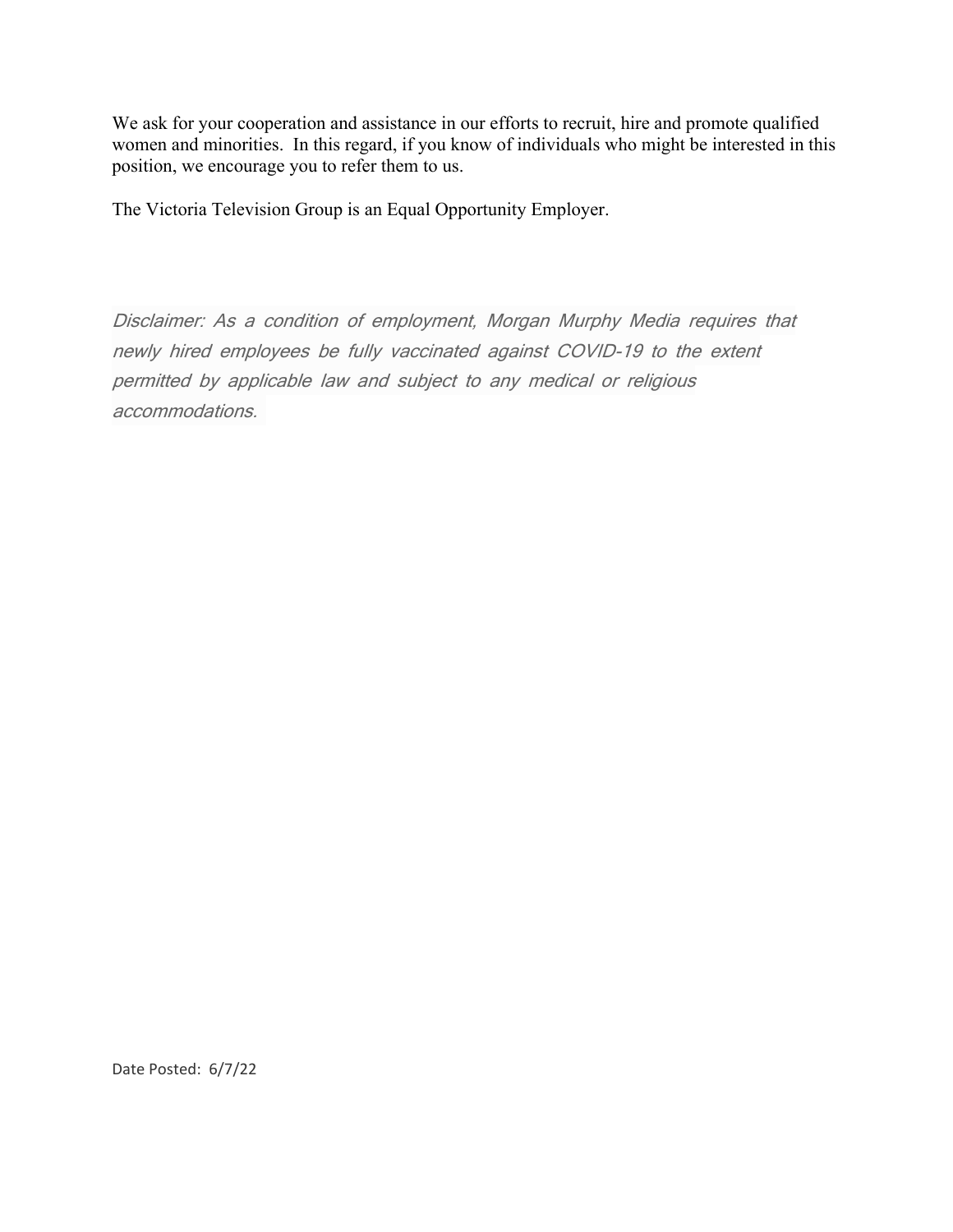We ask for your cooperation and assistance in our efforts to recruit, hire and promote qualified women and minorities. In this regard, if you know of individuals who might be interested in this position, we encourage you to refer them to us.

The Victoria Television Group is an Equal Opportunity Employer.

*Disclaimer: As a condition of employment, Morgan Murphy Media requires that newly hired employees be fully vaccinated against COVID-19 to the extent permitted by applicable law and subject to any medical or religious accommodations.*

Date Posted: 6/7/22